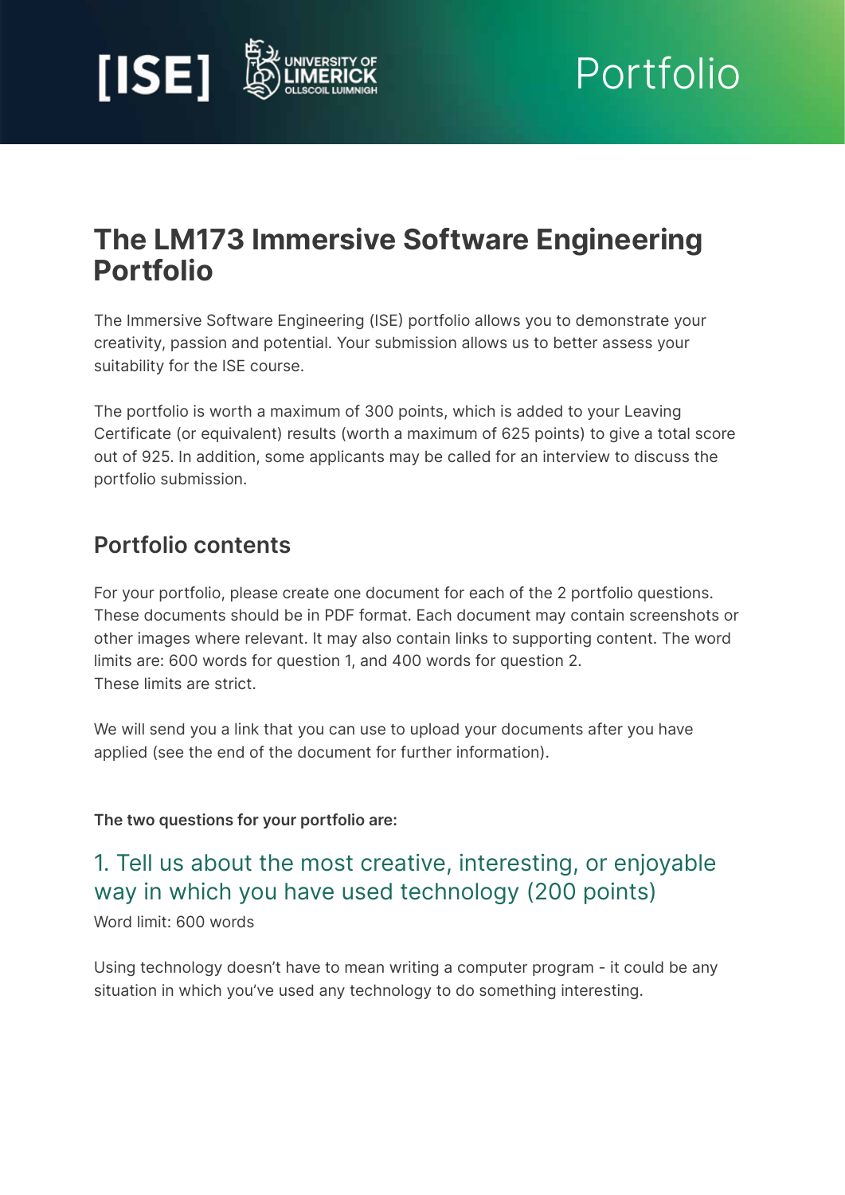# The LM173 Immersive Software Engineering Portfolio

The Immersive Software Engineering (ISE) portfolio allows you to demonstrate your creativity, passion and potential. Your submission allows us to better assess your suitability for the ISE course.

The portfolio is worth a maximum of 300 points, which is added to your Leaving Certificate (or equivalent) results (worth a maximum of 625 points) to give a total score out of 925. In addition, some applicants may be called for an interview to discuss the portfolio submission.

## Portfolio contents

For your portfolio, please create one document for each of the 2 portfolio questions. These documents should be in PDF format. Each document may contain screenshots or other images where relevant. It may also contain links to supporting content. The word limits are: 600 words for question 1, and 400 words for question 2.
These limits are strict.

We will send you a link that you can use to upload your documents after you have applied (see the end of the document for further information).

**The two questions for your portfolio are:**

### 1. Tell us about the most creative, interesting, or enjoyable way in which you have used technology (200 points)

Word limit: 600 words

Using technology doesn't have to mean writing a computer program - it could be any situation in which you've used any technology to do something interesting.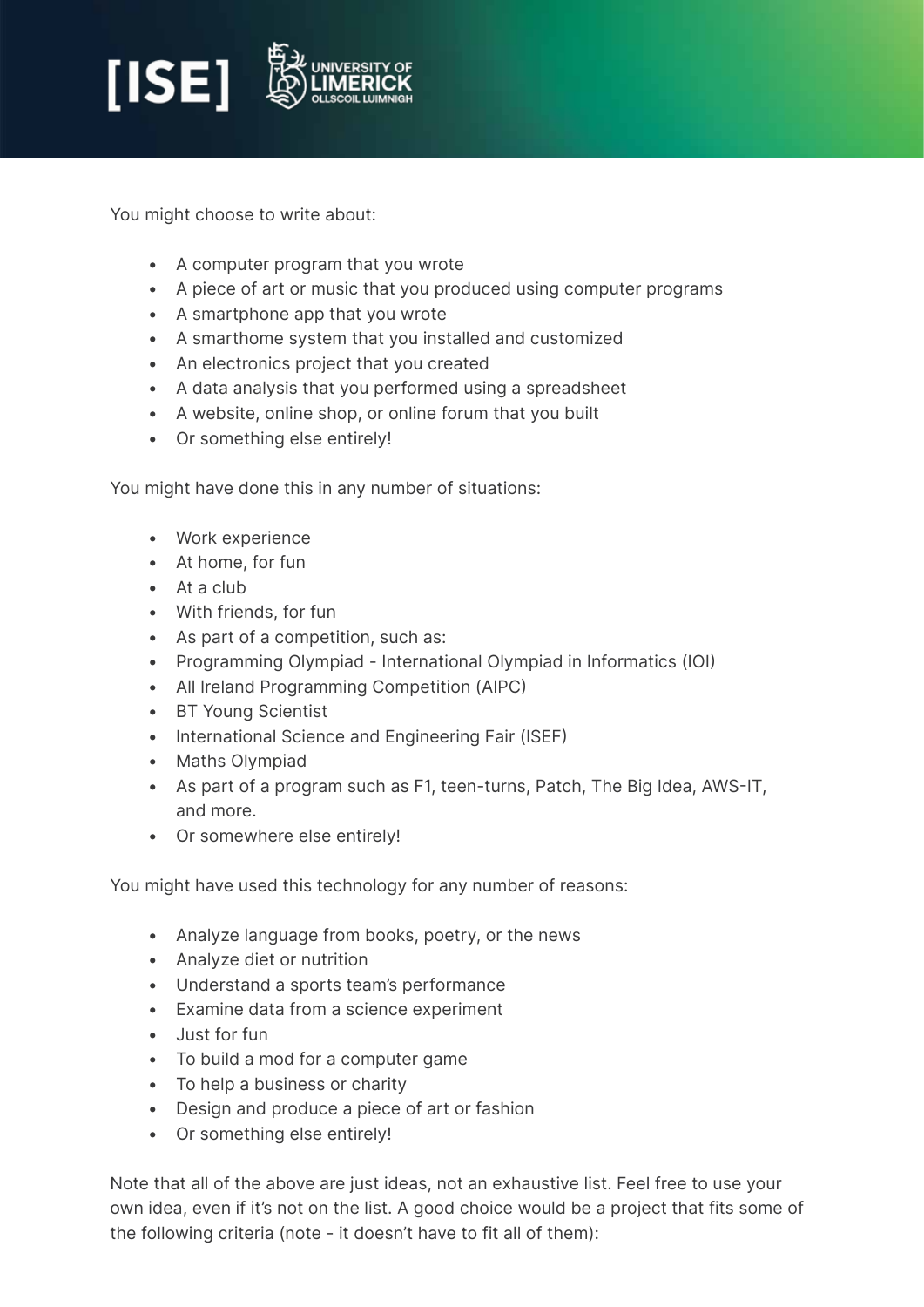You might choose to write about:

- A computer program that you wrote
- A piece of art or music that you produced using computer programs
- A smartphone app that you wrote
- A smarthome system that you installed and customized
- An electronics project that you created
- A data analysis that you performed using a spreadsheet
- A website, online shop, or online forum that you built
- Or something else entirely!

You might have done this in any number of situations:

- Work experience
- At home, for fun
- At a club
- With friends, for fun
- As part of a competition, such as:
- Programming Olympiad - International Olympiad in Informatics (IOI)
- All Ireland Programming Competition (AIPC)
- BT Young Scientist
- International Science and Engineering Fair (ISEF)
- Maths Olympiad
- As part of a program such as F1, teen-turns, Patch, The Big Idea, AWS-IT, and more.
- Or somewhere else entirely!

You might have used this technology for any number of reasons:

- Analyze language from books, poetry, or the news
- Analyze diet or nutrition
- Understand a sports team's performance
- Examine data from a science experiment
- Just for fun
- To build a mod for a computer game
- To help a business or charity
- Design and produce a piece of art or fashion
- Or something else entirely!

Note that all of the above are just ideas, not an exhaustive list. Feel free to use your own idea, even if it's not on the list. A good choice would be a project that fits some of the following criteria (note - it doesn't have to fit all of them):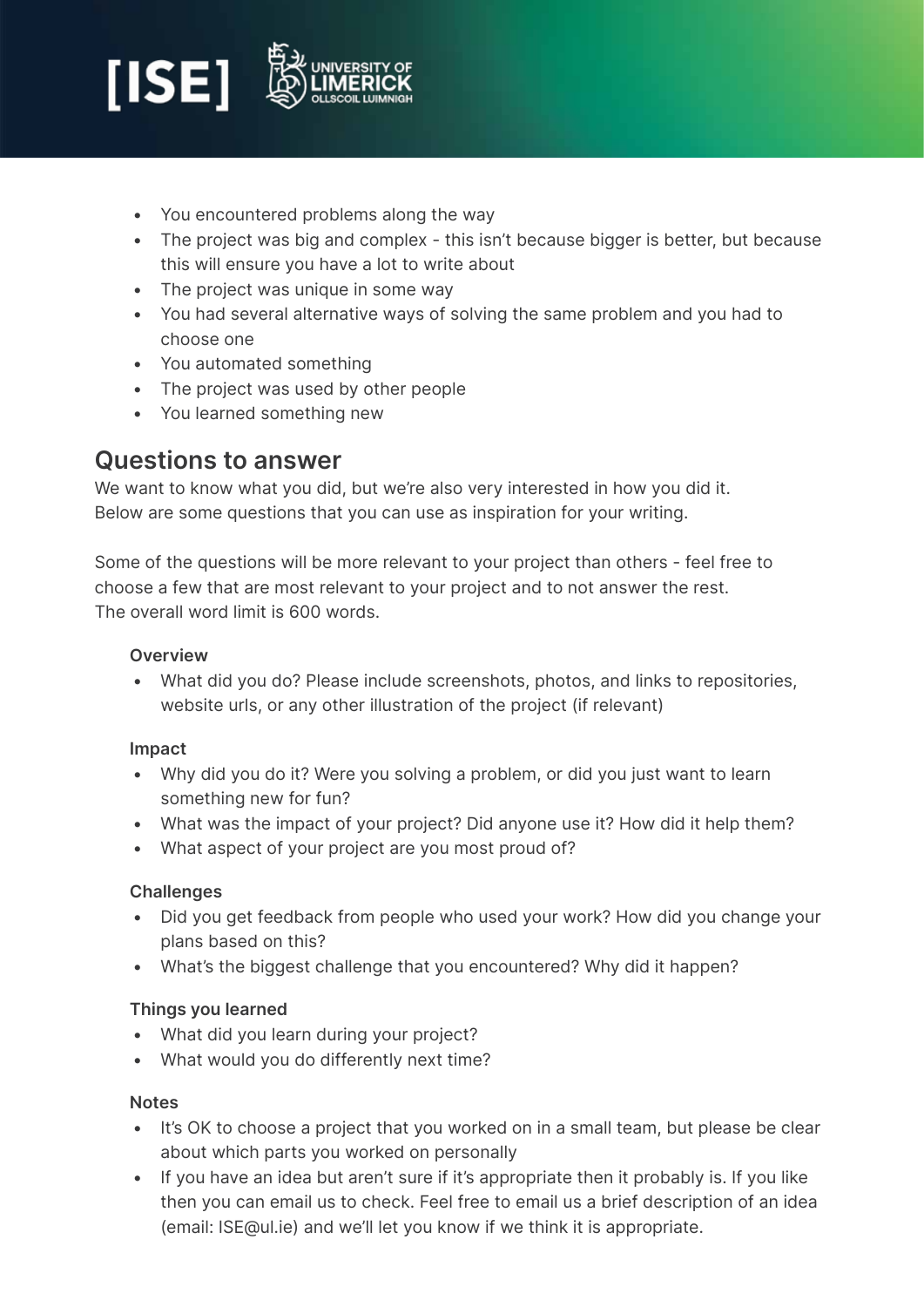- You encountered problems along the way
- The project was big and complex - this isn't because bigger is better, but because this will ensure you have a lot to write about
- The project was unique in some way
- You had several alternative ways of solving the same problem and you had to choose one
- You automated something
- The project was used by other people
- You learned something new

## Questions to answer

We want to know what you did, but we're also very interested in how you did it. Below are some questions that you can use as inspiration for your writing.

Some of the questions will be more relevant to your project than others - feel free to choose a few that are most relevant to your project and to not answer the rest. The overall word limit is 600 words.

### Overview

- What did you do? Please include screenshots, photos, and links to repositories, website urls, or any other illustration of the project (if relevant)

### Impact

- Why did you do it? Were you solving a problem, or did you just want to learn something new for fun?
- What was the impact of your project? Did anyone use it? How did it help them?
- What aspect of your project are you most proud of?

### Challenges

- Did you get feedback from people who used your work? How did you change your plans based on this?
- What's the biggest challenge that you encountered? Why did it happen?

### Things you learned

- What did you learn during your project?
- What would you do differently next time?

### Notes

- It's OK to choose a project that you worked on in a small team, but please be clear about which parts you worked on personally
- If you have an idea but aren't sure if it's appropriate then it probably is. If you like then you can email us to check. Feel free to email us a brief description of an idea (email: ISE@ul.ie) and we'll let you know if we think it is appropriate.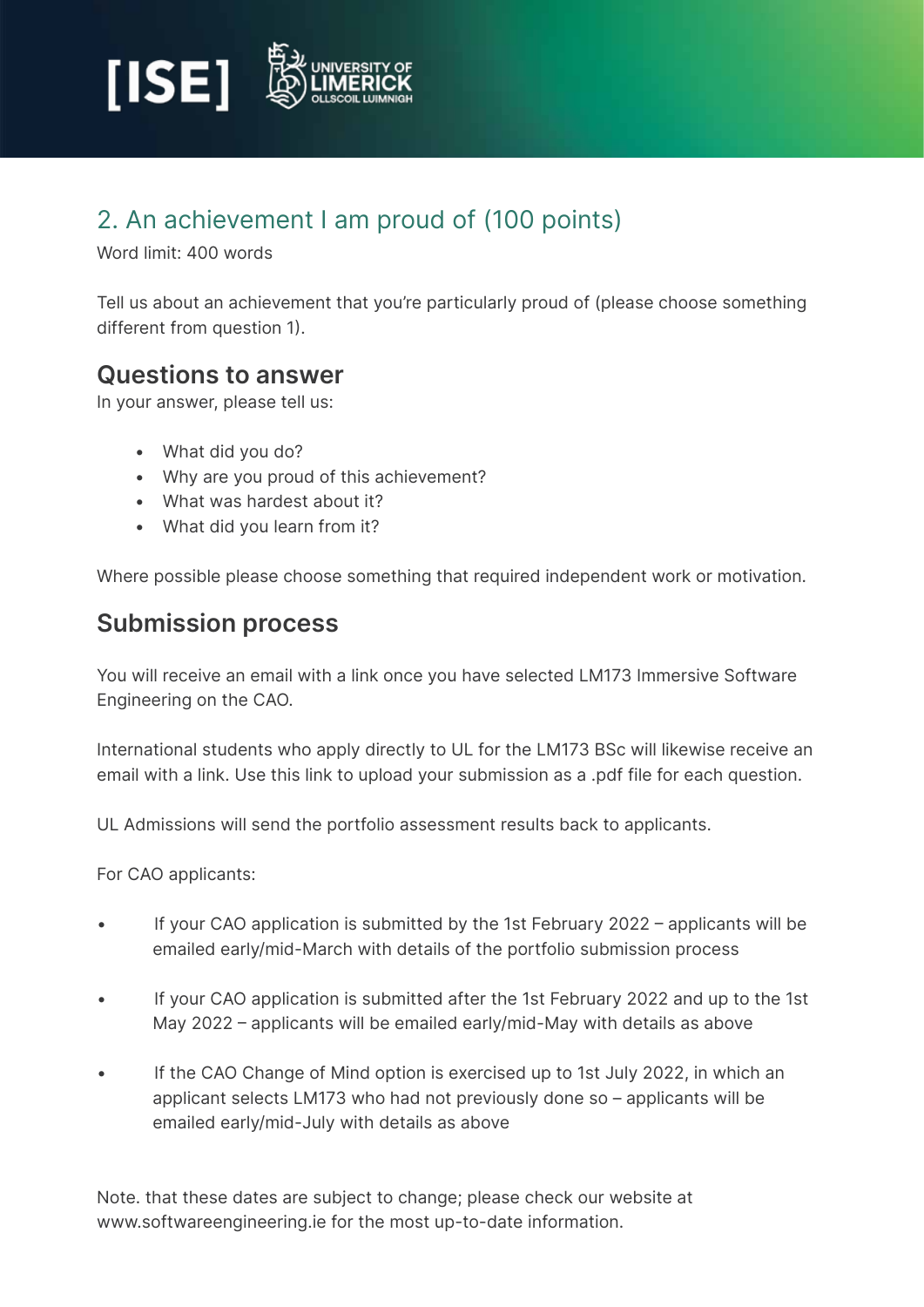## 2. An achievement I am proud of (100 points)

Word limit: 400 words

Tell us about an achievement that you're particularly proud of (please choose something different from question 1).

### Questions to answer

In your answer, please tell us:

- What did you do?
- Why are you proud of this achievement?
- What was hardest about it?
- What did you learn from it?

Where possible please choose something that required independent work or motivation.

### Submission process

You will receive an email with a link once you have selected LM173 Immersive Software Engineering on the CAO.

International students who apply directly to UL for the LM173 BSc will likewise receive an email with a link. Use this link to upload your submission as a .pdf file for each question.

UL Admissions will send the portfolio assessment results back to applicants.

For CAO applicants:

- If your CAO application is submitted by the 1st February 2022 – applicants will be emailed early/mid-March with details of the portfolio submission process
- If your CAO application is submitted after the 1st February 2022 and up to the 1st May 2022 – applicants will be emailed early/mid-May with details as above
- If the CAO Change of Mind option is exercised up to 1st July 2022, in which an applicant selects LM173 who had not previously done so – applicants will be emailed early/mid-July with details as above

Note. that these dates are subject to change; please check our website at www.softwareengineering.ie for the most up-to-date information.